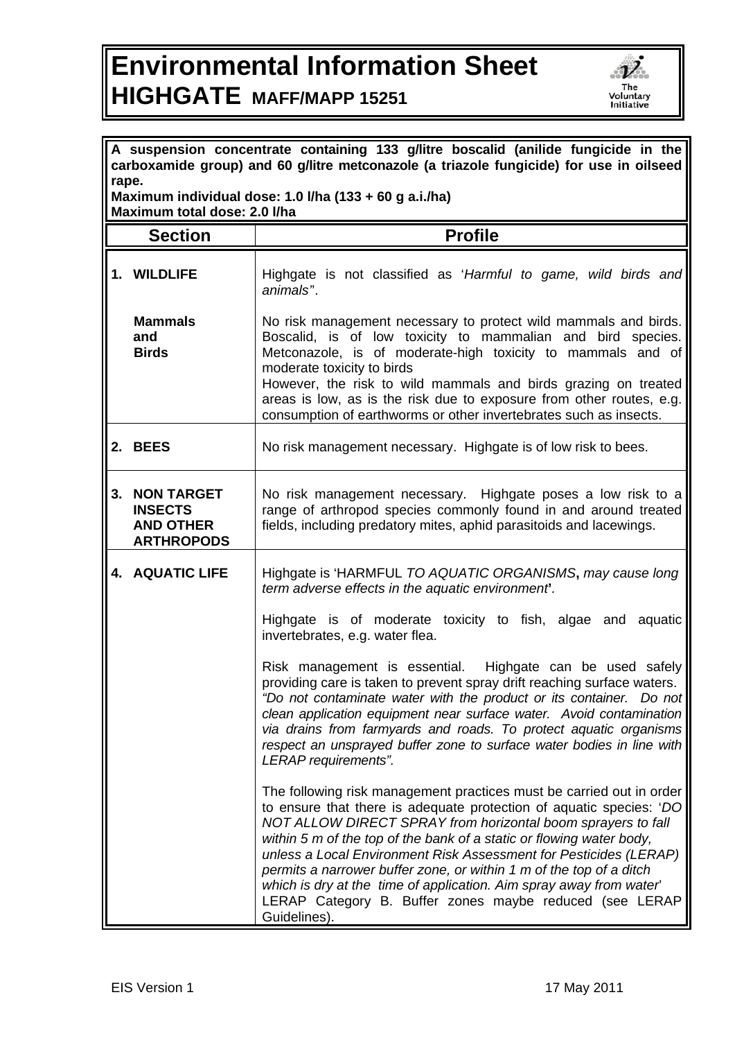# Environmental Information Sheet
# HIGHGATE MAFF/MAPP 15251

**A suspension concentrate containing 133 g/litre boscalid (anilide fungicide in the carboxamide group) and 60 g/litre metconazole (a triazole fungicide) for use in oilseed rape.**
**Maximum individual dose: 1.0 l/ha (133 + 60 g a.i./ha)**
**Maximum total dose: 2.0 l/ha**

| Section | Profile |
|---|---|
| **1. WILDLIFE** | Highgate is not classified as '*Harmful to game, wild birds and animals*'. |
| **Mammals and Birds** | No risk management necessary to protect wild mammals and birds. Boscalid, is of low toxicity to mammalian and bird species. Metconazole, is of moderate-high toxicity to mammals and of moderate toxicity to birds<br>However, the risk to wild mammals and birds grazing on treated areas is low, as is the risk due to exposure from other routes, e.g. consumption of earthworms or other invertebrates such as insects. |
| **2. BEES** | No risk management necessary. Highgate is of low risk to bees. |
| **3. NON TARGET INSECTS AND OTHER ARTHROPODS** | No risk management necessary. Highgate poses a low risk to a range of arthropod species commonly found in and around treated fields, including predatory mites, aphid parasitoids and lacewings. |
| **4. AQUATIC LIFE** | Highgate is 'HARMFUL *TO AQUATIC ORGANISMS*, *may cause long term adverse effects in the aquatic environment*'.<br><br>Highgate is of moderate toxicity to fish, algae and aquatic invertebrates, e.g. water flea.<br><br>Risk management is essential. Highgate can be used safely providing care is taken to prevent spray drift reaching surface waters. *"Do not contaminate water with the product or its container. Do not clean application equipment near surface water. Avoid contamination via drains from farmyards and roads. To protect aquatic organisms respect an unsprayed buffer zone to surface water bodies in line with LERAP requirements".*<br><br>The following risk management practices must be carried out in order to ensure that there is adequate protection of aquatic species: '*DO NOT ALLOW DIRECT SPRAY from horizontal boom sprayers to fall within 5 m of the top of the bank of a static or flowing water body, unless a Local Environment Risk Assessment for Pesticides (LERAP) permits a narrower buffer zone, or within 1 m of the top of a ditch which is dry at the time of application. Aim spray away from water*' LERAP Category B. Buffer zones maybe reduced (see LERAP Guidelines). |

EIS Version 1 17 May 2011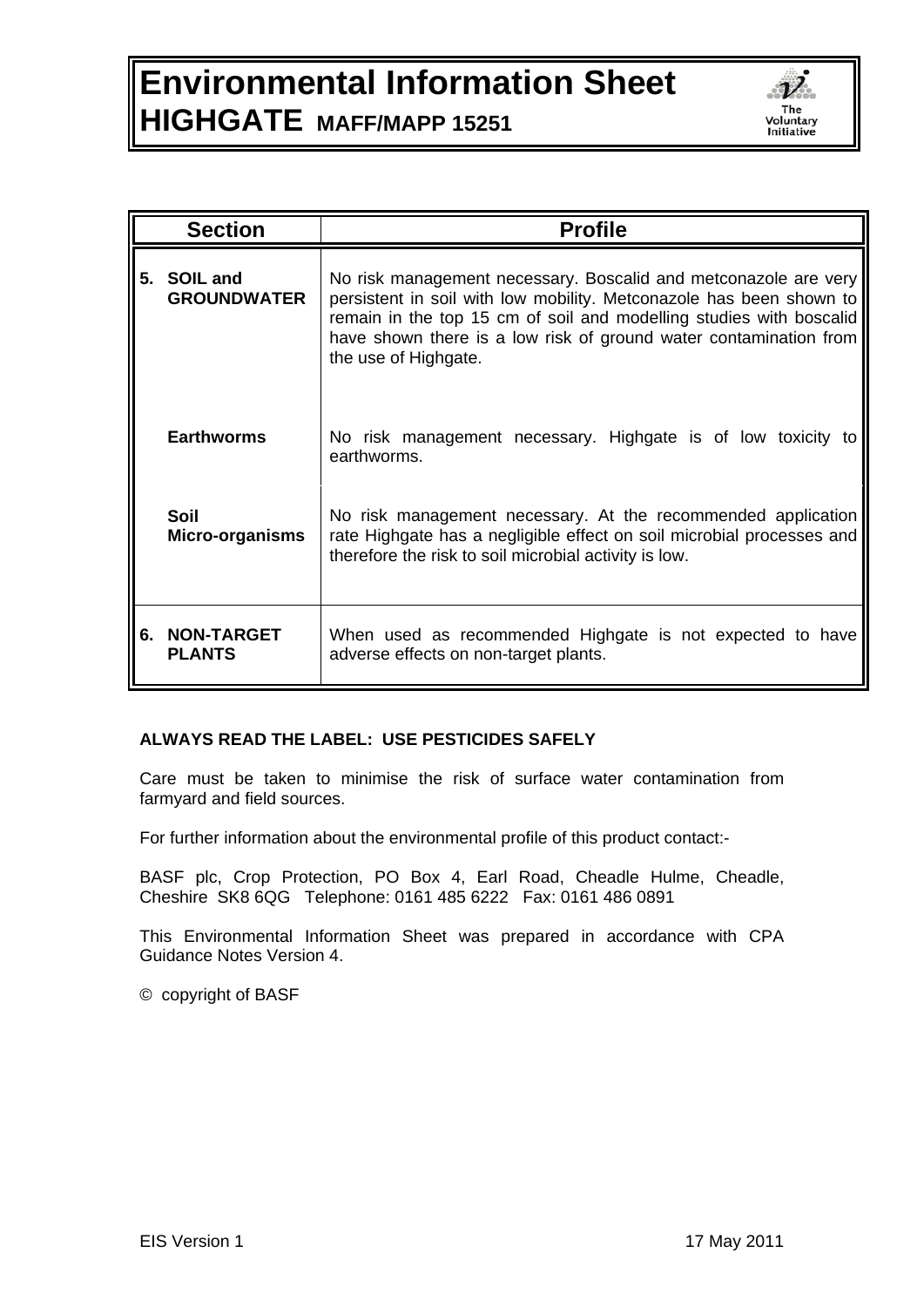# Environmental Information Sheet
## HIGHGATE MAFF/MAPP 15251

| Section | Profile |
|---|---|
| **5. SOIL and GROUNDWATER** | No risk management necessary. Boscalid and metconazole are very persistent in soil with low mobility. Metconazole has been shown to remain in the top 15 cm of soil and modelling studies with boscalid have shown there is a low risk of ground water contamination from the use of Highgate. |
| **Earthworms** | No risk management necessary. Highgate is of low toxicity to earthworms. |
| **Soil Micro-organisms** | No risk management necessary. At the recommended application rate Highgate has a negligible effect on soil microbial processes and therefore the risk to soil microbial activity is low. |
| **6. NON-TARGET PLANTS** | When used as recommended Highgate is not expected to have adverse effects on non-target plants. |

**ALWAYS READ THE LABEL: USE PESTICIDES SAFELY**

Care must be taken to minimise the risk of surface water contamination from farmyard and field sources.

For further information about the environmental profile of this product contact:-

BASF plc, Crop Protection, PO Box 4, Earl Road, Cheadle Hulme, Cheadle, Cheshire SK8 6QG Telephone: 0161 485 6222 Fax: 0161 486 0891

This Environmental Information Sheet was prepared in accordance with CPA Guidance Notes Version 4.

© copyright of BASF

EIS Version 1 17 May 2011